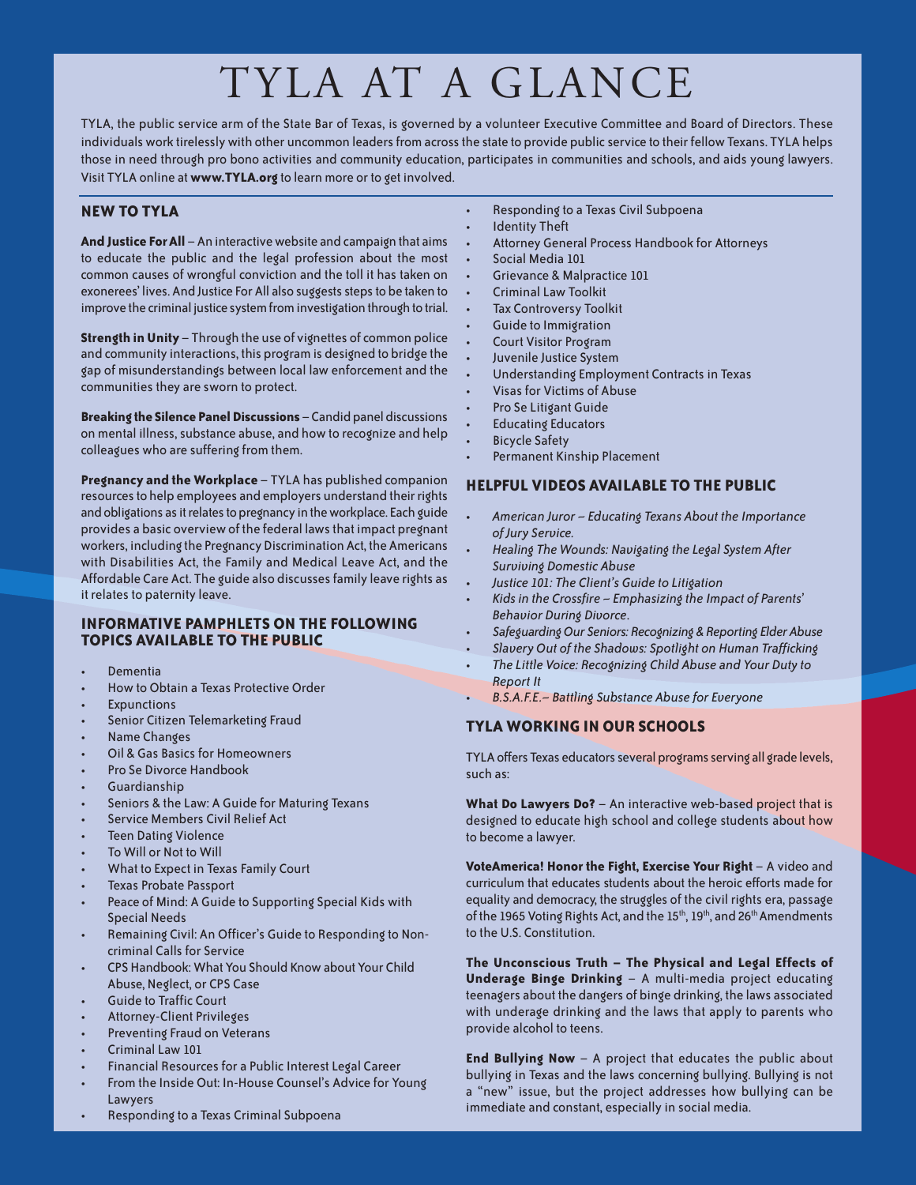# TYLA AT A GLANCE

TYLA, the public service arm of the State Bar of Texas, is governed by a volunteer Executive Committee and Board of Directors. These individuals work tirelessly with other uncommon leaders from across the state to provide public service to their fellow Texans. TYLA helps those in need through pro bono activities and community education, participates in communities and schools, and aids young lawyers. Visit TYLA online at **www.TYLA.org** to learn more or to get involved.

## NEW TO TYLA

**And Justice For All** – An interactive website and campaign that aims to educate the public and the legal profession about the most common causes of wrongful conviction and the toll it has taken on exonerees' lives. And Justice For All also suggests steps to be taken to improve the criminal justice system from investigation through to trial.

**Strength in Unity** – Through the use of vignettes of common police and community interactions, this program is designed to bridge the gap of misunderstandings between local law enforcement and the communities they are sworn to protect.

**Breaking the Silence Panel Discussions** – Candid panel discussions on mental illness, substance abuse, and how to recognize and help colleagues who are suffering from them.

**Pregnancy and the Workplace** – TYLA has published companion resources to help employees and employers understand their rights and obligations as it relates to pregnancy in the workplace. Each guide provides a basic overview of the federal laws that impact pregnant workers, including the Pregnancy Discrimination Act, the Americans with Disabilities Act, the Family and Medical Leave Act, and the Affordable Care Act. The guide also discusses family leave rights as it relates to paternity leave.

## INFORMATIVE PAMPHLETS ON THE FOLLOWING TOPICS AVAILABLE TO THE PUBLIC

- Dementia
- How to Obtain a Texas Protective Order
- Expunctions
- Senior Citizen Telemarketing Fraud
- Name Changes
- Oil & Gas Basics for Homeowners
- Pro Se Divorce Handbook
- Guardianship
- Seniors & the Law: A Guide for Maturing Texans
- Service Members Civil Relief Act
- Teen Dating Violence
- To Will or Not to Will
- What to Expect in Texas Family Court
- Texas Probate Passport
- Peace of Mind: A Guide to Supporting Special Kids with Special Needs
- Remaining Civil: An Officer's Guide to Responding to Non-criminal Calls for Service
- CPS Handbook: What You Should Know about Your Child Abuse, Neglect, or CPS Case
- Guide to Traffic Court
- Attorney-Client Privileges
- Preventing Fraud on Veterans
- Criminal Law 101
- Financial Resources for a Public Interest Legal Career
- From the Inside Out: In-House Counsel's Advice for Young Lawyers
- Responding to a Texas Criminal Subpoena
- Responding to a Texas Civil Subpoena
- Identity Theft
- Attorney General Process Handbook for Attorneys
- Social Media 101
- Grievance & Malpractice 101
- Criminal Law Toolkit
- Tax Controversy Toolkit
- Guide to Immigration
- Court Visitor Program
- Juvenile Justice System
- Understanding Employment Contracts in Texas
- Visas for Victims of Abuse
- Pro Se Litigant Guide
- Educating Educators
- Bicycle Safety
- Permanent Kinship Placement

## HELPFUL VIDEOS AVAILABLE TO THE PUBLIC

- *American Juror – Educating Texans About the Importance of Jury Service.*
- *Healing The Wounds: Navigating the Legal System After Surviving Domestic Abuse*
- *Justice 101: The Client's Guide to Litigation*
- *Kids in the Crossfire – Emphasizing the Impact of Parents' Behavior During Divorce.*
- *Safeguarding Our Seniors: Recognizing & Reporting Elder Abuse*
- *Slavery Out of the Shadows: Spotlight on Human Trafficking*
- *The Little Voice: Recognizing Child Abuse and Your Duty to Report It*
- *B.S.A.F.E.– Battling Substance Abuse for Everyone*

## TYLA WORKING IN OUR SCHOOLS

TYLA offers Texas educators several programs serving all grade levels, such as:

**What Do Lawyers Do?** – An interactive web-based project that is designed to educate high school and college students about how to become a lawyer.

**VoteAmerica! Honor the Fight, Exercise Your Right** – A video and curriculum that educates students about the heroic efforts made for equality and democracy, the struggles of the civil rights era, passage of the 1965 Voting Rights Act, and the 15th, 19th, and 26th Amendments to the U.S. Constitution.

**The Unconscious Truth – The Physical and Legal Effects of Underage Binge Drinking** – A multi-media project educating teenagers about the dangers of binge drinking, the laws associated with underage drinking and the laws that apply to parents who provide alcohol to teens.

**End Bullying Now** – A project that educates the public about bullying in Texas and the laws concerning bullying. Bullying is not a "new" issue, but the project addresses how bullying can be immediate and constant, especially in social media.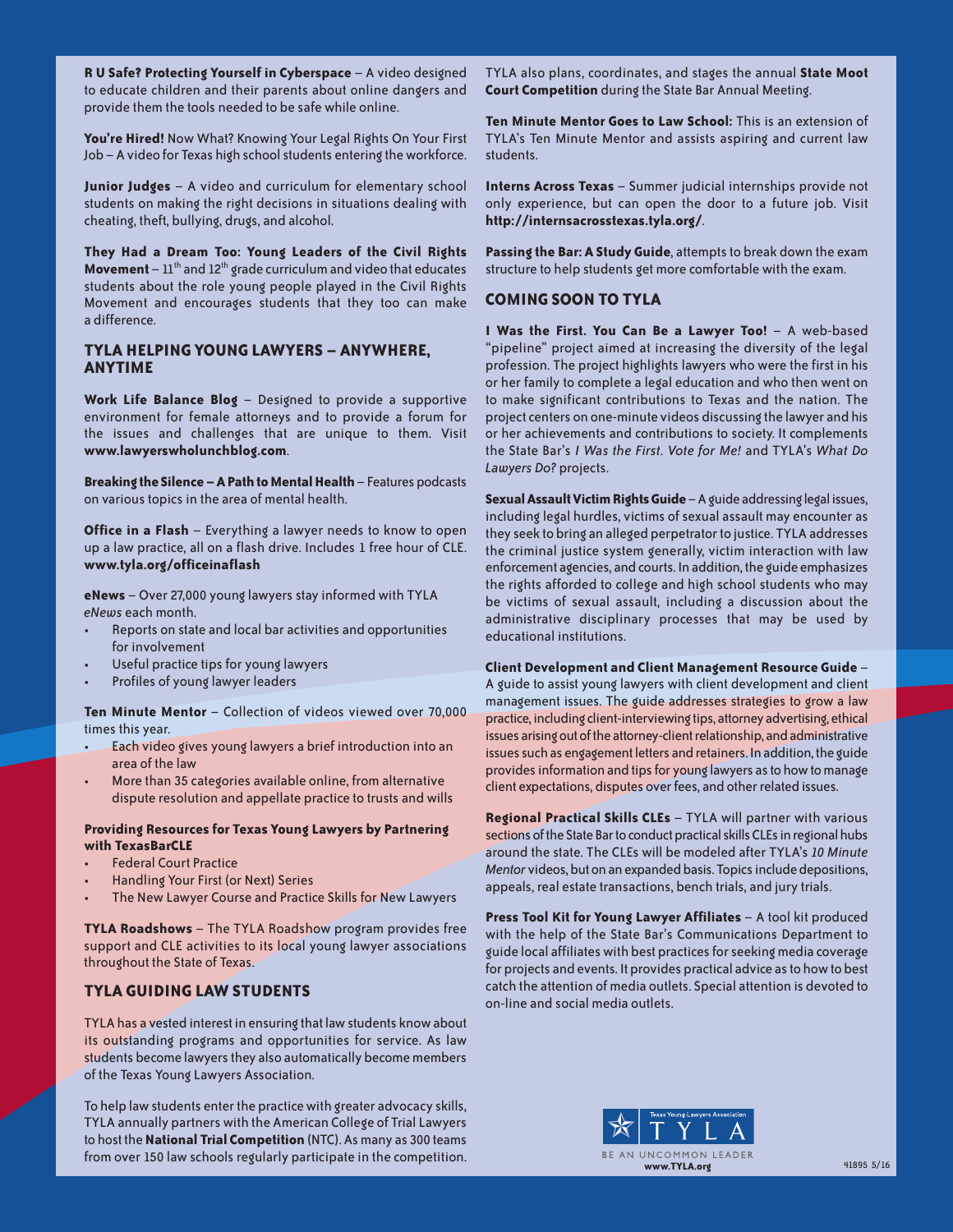**R U Safe? Protecting Yourself in Cyberspace** – A video designed to educate children and their parents about online dangers and provide them the tools needed to be safe while online.

**You're Hired!** Now What? Knowing Your Legal Rights On Your First Job – A video for Texas high school students entering the workforce.

**Junior Judges** – A video and curriculum for elementary school students on making the right decisions in situations dealing with cheating, theft, bullying, drugs, and alcohol.

**They Had a Dream Too: Young Leaders of the Civil Rights Movement** – 11th and 12th grade curriculum and video that educates students about the role young people played in the Civil Rights Movement and encourages students that they too can make a difference.

## TYLA HELPING YOUNG LAWYERS – ANYWHERE, ANYTIME

**Work Life Balance Blog** – Designed to provide a supportive environment for female attorneys and to provide a forum for the issues and challenges that are unique to them. Visit **www.lawyerswholunchblog.com**.

**Breaking the Silence – A Path to Mental Health** – Features podcasts on various topics in the area of mental health.

**Office in a Flash** – Everything a lawyer needs to know to open up a law practice, all on a flash drive. Includes 1 free hour of CLE. **www.tyla.org/officeinaflash**

**eNews** – Over 27,000 young lawyers stay informed with TYLA *eNews* each month.

- Reports on state and local bar activities and opportunities for involvement
- Useful practice tips for young lawyers
- Profiles of young lawyer leaders

**Ten Minute Mentor** – Collection of videos viewed over 70,000 times this year.

- Each video gives young lawyers a brief introduction into an area of the law
- More than 35 categories available online, from alternative dispute resolution and appellate practice to trusts and wills

**Providing Resources for Texas Young Lawyers by Partnering with TexasBarCLE**

- Federal Court Practice
- Handling Your First (or Next) Series
- The New Lawyer Course and Practice Skills for New Lawyers

**TYLA Roadshows** – The TYLA Roadshow program provides free support and CLE activities to its local young lawyer associations throughout the State of Texas.

## TYLA GUIDING LAW STUDENTS

TYLA has a vested interest in ensuring that law students know about its outstanding programs and opportunities for service. As law students become lawyers they also automatically become members of the Texas Young Lawyers Association.

To help law students enter the practice with greater advocacy skills, TYLA annually partners with the American College of Trial Lawyers to host the **National Trial Competition** (NTC). As many as 300 teams from over 150 law schools regularly participate in the competition. TYLA also plans, coordinates, and stages the annual **State Moot Court Competition** during the State Bar Annual Meeting.

**Ten Minute Mentor Goes to Law School:** This is an extension of TYLA's Ten Minute Mentor and assists aspiring and current law students.

**Interns Across Texas** – Summer judicial internships provide not only experience, but can open the door to a future job. Visit **http://internsacrosstexas.tyla.org/**.

**Passing the Bar: A Study Guide**, attempts to break down the exam structure to help students get more comfortable with the exam.

## COMING SOON TO TYLA

**I Was the First. You Can Be a Lawyer Too!** – A web-based "pipeline" project aimed at increasing the diversity of the legal profession. The project highlights lawyers who were the first in his or her family to complete a legal education and who then went on to make significant contributions to Texas and the nation. The project centers on one-minute videos discussing the lawyer and his or her achievements and contributions to society. It complements the State Bar's *I Was the First. Vote for Me!* and TYLA's *What Do Lawyers Do?* projects.

**Sexual Assault Victim Rights Guide** – A guide addressing legal issues, including legal hurdles, victims of sexual assault may encounter as they seek to bring an alleged perpetrator to justice. TYLA addresses the criminal justice system generally, victim interaction with law enforcement agencies, and courts. In addition, the guide emphasizes the rights afforded to college and high school students who may be victims of sexual assault, including a discussion about the administrative disciplinary processes that may be used by educational institutions.

**Client Development and Client Management Resource Guide** – A guide to assist young lawyers with client development and client management issues. The guide addresses strategies to grow a law practice, including client-interviewing tips, attorney advertising, ethical issues arising out of the attorney-client relationship, and administrative issues such as engagement letters and retainers. In addition, the guide provides information and tips for young lawyers as to how to manage client expectations, disputes over fees, and other related issues.

**Regional Practical Skills CLEs** – TYLA will partner with various sections of the State Bar to conduct practical skills CLEs in regional hubs around the state. The CLEs will be modeled after TYLA's *10 Minute Mentor* videos, but on an expanded basis. Topics include depositions, appeals, real estate transactions, bench trials, and jury trials.

**Press Tool Kit for Young Lawyer Affiliates** – A tool kit produced with the help of the State Bar's Communications Department to guide local affiliates with best practices for seeking media coverage for projects and events. It provides practical advice as to how to best catch the attention of media outlets. Special attention is devoted to on-line and social media outlets.

Texas Young Lawyers Association
TYLA
BE AN UNCOMMON LEADER
**www.TYLA.org**

41895 5/16